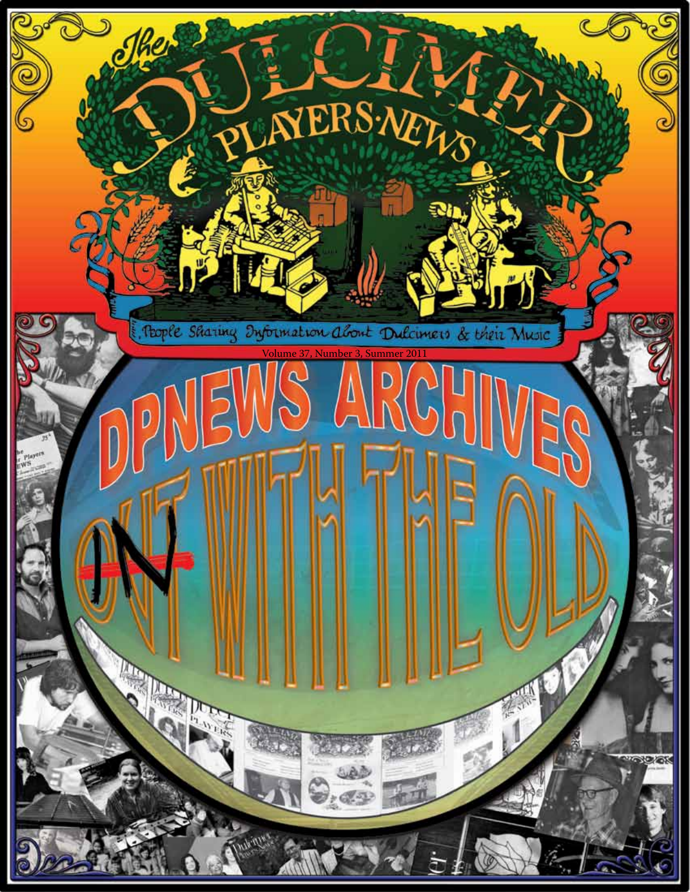# The Dulcimer Players News

People Sharing Information About Dulcimers & their Music

Volume 37, Number 3, Summer 2011

## DPNEWS ARCHIVES

## ~~OUT~~ IN WITH THE OLD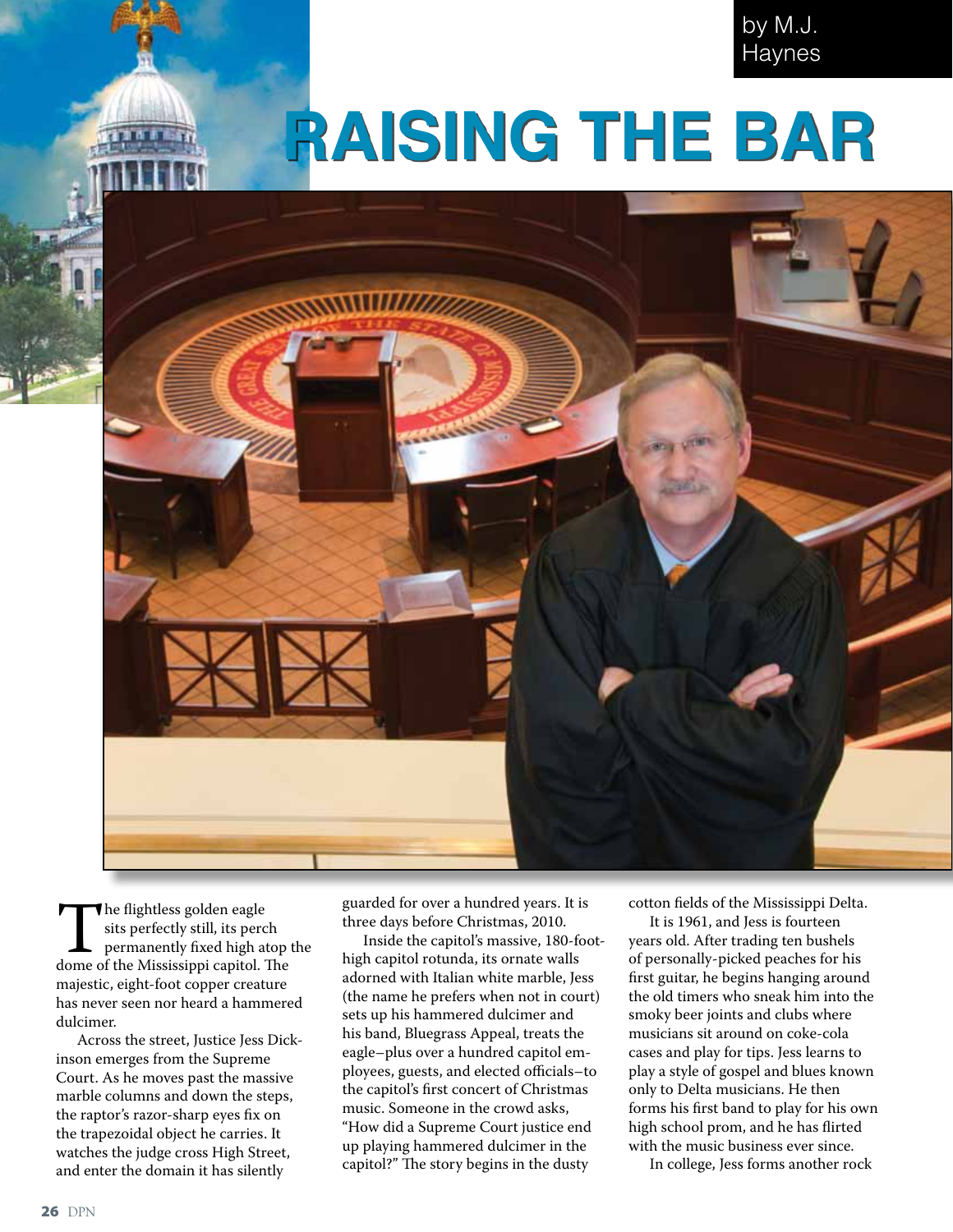by M.J. Haynes

# RAISING THE BAR

The flightless golden eagle sits perfectly still, its perch permanently fixed high atop the dome of the Mississippi capitol. The majestic, eight-foot copper creature has never seen nor heard a hammered dulcimer.

Across the street, Justice Jess Dickinson emerges from the Supreme Court. As he moves past the massive marble columns and down the steps, the raptor's razor-sharp eyes fix on the trapezoidal object he carries. It watches the judge cross High Street, and enter the domain it has silently guarded for over a hundred years. It is three days before Christmas, 2010.

Inside the capitol's massive, 180-foot-high capitol rotunda, its ornate walls adorned with Italian white marble, Jess (the name he prefers when not in court) sets up his hammered dulcimer and his band, Bluegrass Appeal, treats the eagle–plus over a hundred capitol employees, guests, and elected officials–to the capitol's first concert of Christmas music. Someone in the crowd asks, "How did a Supreme Court justice end up playing hammered dulcimer in the capitol?" The story begins in the dusty cotton fields of the Mississippi Delta.

It is 1961, and Jess is fourteen years old. After trading ten bushels of personally-picked peaches for his first guitar, he begins hanging around the old timers who sneak him into the smoky beer joints and clubs where musicians sit around on coke-cola cases and play for tips. Jess learns to play a style of gospel and blues known only to Delta musicians. He then forms his first band to play for his own high school prom, and he has flirted with the music business ever since.

In college, Jess forms another rock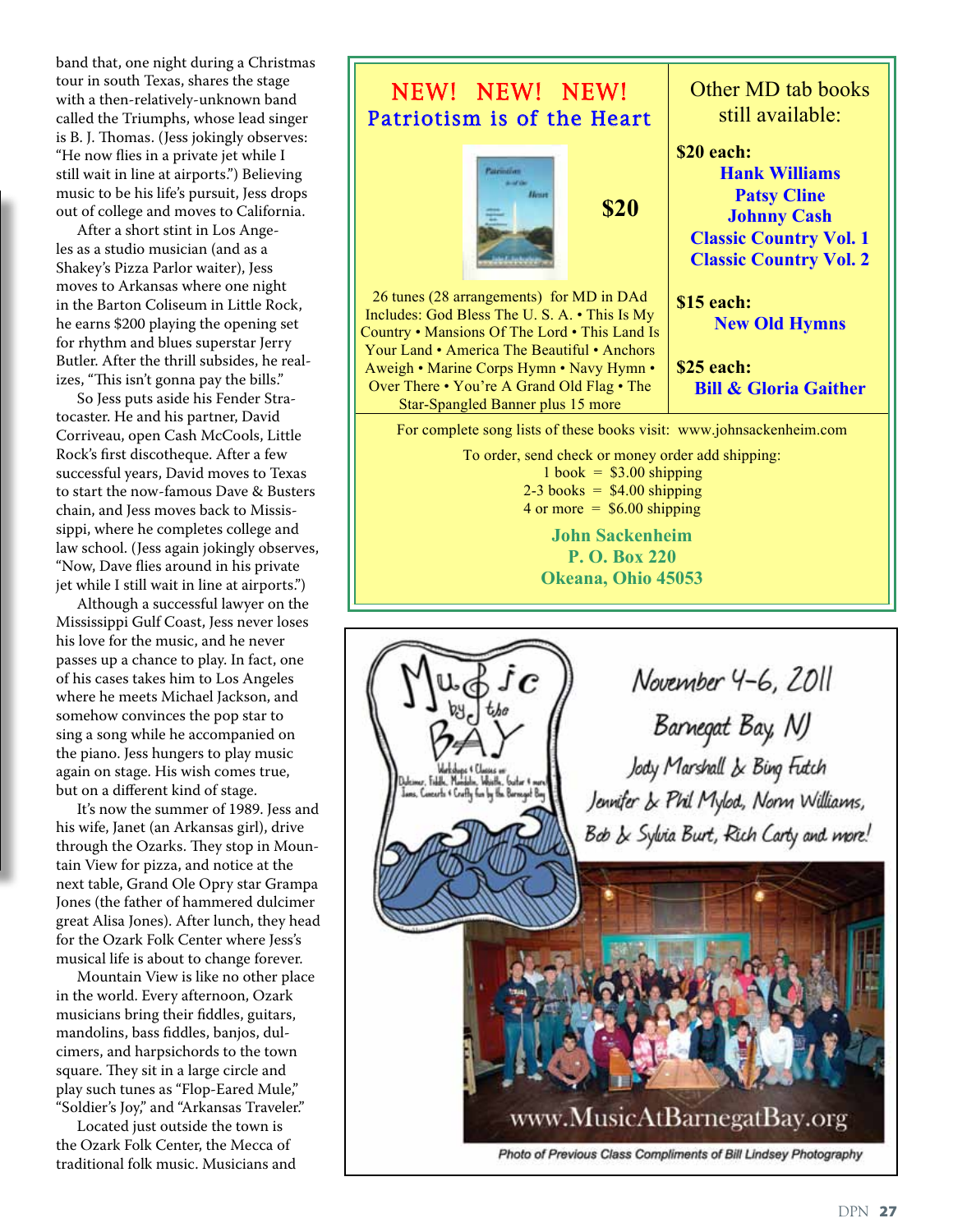band that, one night during a Christmas tour in south Texas, shares the stage with a then-relatively-unknown band called the Triumphs, whose lead singer is B. J. Thomas. (Jess jokingly observes: "He now flies in a private jet while I still wait in line at airports.") Believing music to be his life's pursuit, Jess drops out of college and moves to California.

After a short stint in Los Angeles as a studio musician (and as a Shakey's Pizza Parlor waiter), Jess moves to Arkansas where one night in the Barton Coliseum in Little Rock, he earns $200 playing the opening set for rhythm and blues superstar Jerry Butler. After the thrill subsides, he realizes, "This isn't gonna pay the bills."

So Jess puts aside his Fender Stratocaster. He and his partner, David Corriveau, open Cash McCools, Little Rock's first discotheque. After a few successful years, David moves to Texas to start the now-famous Dave & Busters chain, and Jess moves back to Mississippi, where he completes college and law school. (Jess again jokingly observes, "Now, Dave flies around in his private jet while I still wait in line at airports.")

Although a successful lawyer on the Mississippi Gulf Coast, Jess never loses his love for the music, and he never passes up a chance to play. In fact, one of his cases takes him to Los Angeles where he meets Michael Jackson, and somehow convinces the pop star to sing a song while he accompanied on the piano. Jess hungers to play music again on stage. His wish comes true, but on a different kind of stage.

It's now the summer of 1989. Jess and his wife, Janet (an Arkansas girl), drive through the Ozarks. They stop in Mountain View for pizza, and notice at the next table, Grand Ole Opry star Grampa Jones (the father of hammered dulcimer great Alisa Jones). After lunch, they head for the Ozark Folk Center where Jess's musical life is about to change forever.

Mountain View is like no other place in the world. Every afternoon, Ozark musicians bring their fiddles, guitars, mandolins, bass fiddles, banjos, dulcimers, and harpsichords to the town square. They sit in a large circle and play such tunes as "Flop-Eared Mule," "Soldier's Joy," and "Arkansas Traveler."

Located just outside the town is the Ozark Folk Center, the Mecca of traditional folk music. Musicians and

---

**NEW! NEW! NEW!**
**Patriotism is of the Heart**

**$20**

26 tunes (28 arrangements) for MD in DAd
Includes: God Bless The U. S. A. • This Is My Country • Mansions Of The Lord • This Land Is Your Land • America The Beautiful • Anchors Aweigh • Marine Corps Hymn • Navy Hymn • Over There • You're A Grand Old Flag • The Star-Spangled Banner plus 15 more

Other MD tab books still available:

**$20 each:**
**Hank Williams**
**Patsy Cline**
**Johnny Cash**
**Classic Country Vol. 1**
**Classic Country Vol. 2**

**$15 each:**
**New Old Hymns**

**$25 each:**
**Bill & Gloria Gaither**

For complete song lists of these books visit: www.johnsackenheim.com

To order, send check or money order add shipping:
1 book = $3.00 shipping
2-3 books = $4.00 shipping
4 or more = $6.00 shipping

**John Sackenheim**
**P. O. Box 220**
**Okeana, Ohio 45053**

---

Music by the Bay

Workshops & Classes on Dulcimer, Fiddle, Mandolin, Whistle, Guitar & more! Jams, Concerts & Crafty fun by the Barnegat Bay

November 4-6, 2011
Barnegat Bay, NJ
Jody Marshall & Bing Futch
Jennifer & Phil Mylod, Norm Williams, Bob & Sylvia Burt, Rich Carty and more!

www.MusicAtBarnegatBay.org

*Photo of Previous Class Compliments of Bill Lindsey Photography*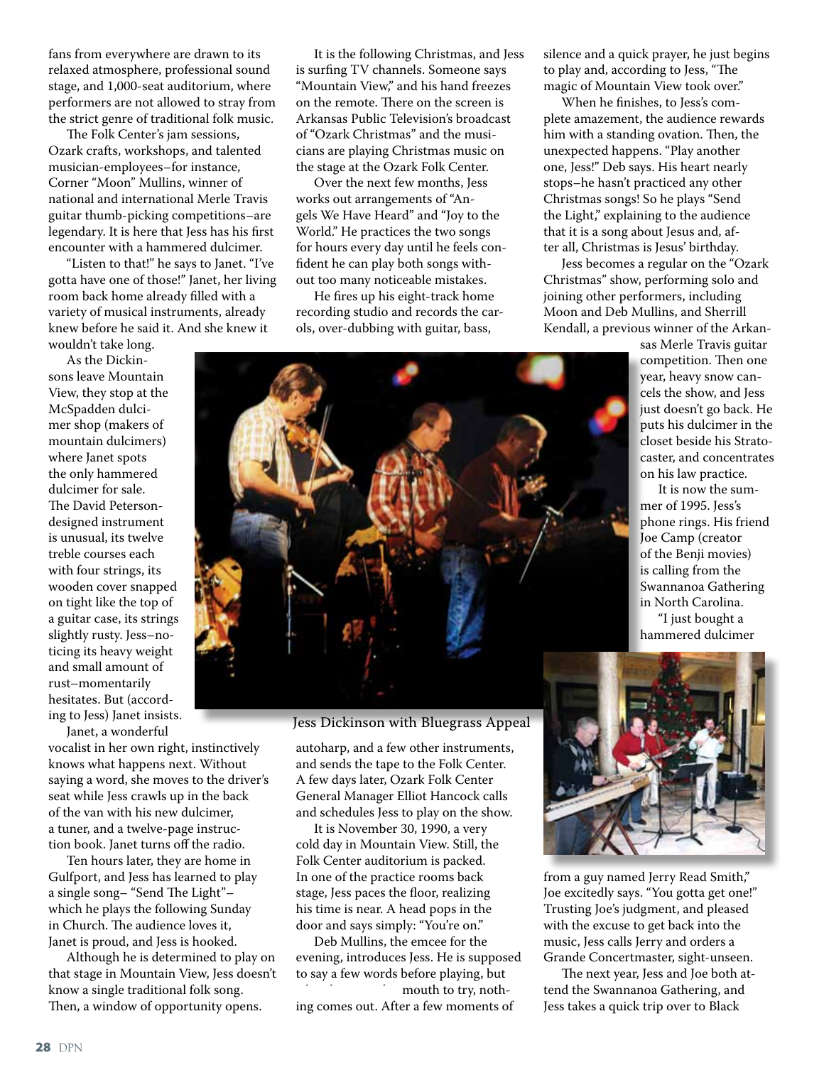fans from everywhere are drawn to its relaxed atmosphere, professional sound stage, and 1,000-seat auditorium, where performers are not allowed to stray from the strict genre of traditional folk music.

The Folk Center's jam sessions, Ozark crafts, workshops, and talented musician-employees–for instance, Corner "Moon" Mullins, winner of national and international Merle Travis guitar thumb-picking competitions–are legendary. It is here that Jess has his first encounter with a hammered dulcimer.

"Listen to that!" he says to Janet. "I've gotta have one of those!" Janet, her living room back home already filled with a variety of musical instruments, already knew before he said it. And she knew it wouldn't take long.

As the Dickinsons leave Mountain View, they stop at the McSpadden dulcimer shop (makers of mountain dulcimers) where Janet spots the only hammered dulcimer for sale. The David Peterson-designed instrument is unusual, its twelve treble courses each with four strings, its wooden cover snapped on tight like the top of a guitar case, its strings slightly rusty. Jess–noticing its heavy weight and small amount of rust–momentarily hesitates. But (according to Jess) Janet insists.

Janet, a wonderful vocalist in her own right, instinctively knows what happens next. Without saying a word, she moves to the driver's seat while Jess crawls up in the back of the van with his new dulcimer, a tuner, and a twelve-page instruction book. Janet turns off the radio.

Ten hours later, they are home in Gulfport, and Jess has learned to play a single song– "Send The Light"– which he plays the following Sunday in Church. The audience loves it, Janet is proud, and Jess is hooked.

Although he is determined to play on that stage in Mountain View, Jess doesn't know a single traditional folk song. Then, a window of opportunity opens.

It is the following Christmas, and Jess is surfing TV channels. Someone says "Mountain View," and his hand freezes on the remote. There on the screen is Arkansas Public Television's broadcast of "Ozark Christmas" and the musicians are playing Christmas music on the stage at the Ozark Folk Center.

Over the next few months, Jess works out arrangements of "Angels We Have Heard" and "Joy to the World." He practices the two songs for hours every day until he feels confident he can play both songs without too many noticeable mistakes.

He fires up his eight-track home recording studio and records the carols, over-dubbing with guitar, bass, autoharp, and a few other instruments, and sends the tape to the Folk Center. A few days later, Ozark Folk Center General Manager Elliot Hancock calls and schedules Jess to play on the show.

Jess Dickinson with Bluegrass Appeal

It is November 30, 1990, a very cold day in Mountain View. Still, the Folk Center auditorium is packed. In one of the practice rooms back stage, Jess paces the floor, realizing his time is near. A head pops in the door and says simply: "You're on."

Deb Mullins, the emcee for the evening, introduces Jess. He is supposed to say a few words before playing, but ... mouth to try, nothing comes out. After a few moments of silence and a quick prayer, he just begins to play and, according to Jess, "The magic of Mountain View took over."

When he finishes, to Jess's complete amazement, the audience rewards him with a standing ovation. Then, the unexpected happens. "Play another one, Jess!" Deb says. His heart nearly stops–he hasn't practiced any other Christmas songs! So he plays "Send the Light," explaining to the audience that it is a song about Jesus and, after all, Christmas is Jesus' birthday.

Jess becomes a regular on the "Ozark Christmas" show, performing solo and joining other performers, including Moon and Deb Mullins, and Sherrill Kendall, a previous winner of the Arkansas Merle Travis guitar competition. Then one year, heavy snow cancels the show, and Jess just doesn't go back. He puts his dulcimer in the closet beside his Stratocaster, and concentrates on his law practice.

It is now the summer of 1995. Jess's phone rings. His friend Joe Camp (creator of the Benji movies) is calling from the Swannanoa Gathering in North Carolina.

"I just bought a hammered dulcimer from a guy named Jerry Read Smith," Joe excitedly says. "You gotta get one!" Trusting Joe's judgment, and pleased with the excuse to get back into the music, Jess calls Jerry and orders a Grande Concertmaster, sight-unseen.

The next year, Jess and Joe both attend the Swannanoa Gathering, and Jess takes a quick trip over to Black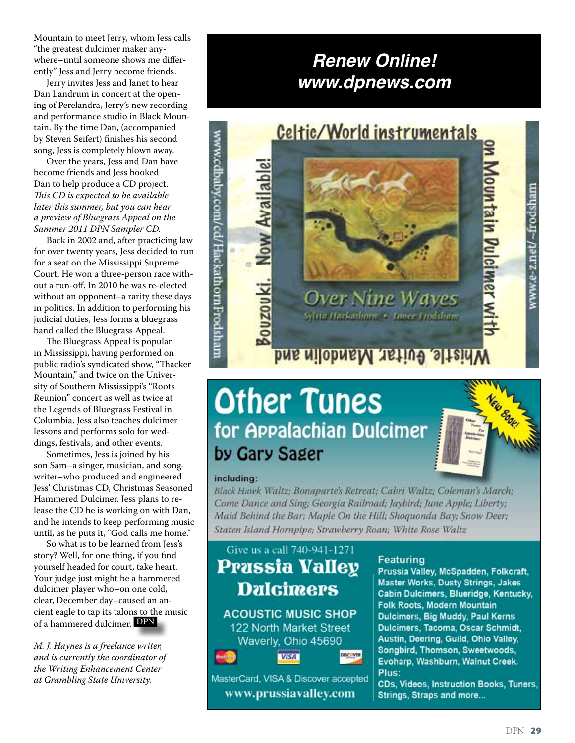Mountain to meet Jerry, whom Jess calls "the greatest dulcimer maker anywhere–until someone shows me differently" Jess and Jerry become friends.

Jerry invites Jess and Janet to hear Dan Landrum in concert at the opening of Perelandra, Jerry's new recording and performance studio in Black Mountain. By the time Dan, (accompanied by Steven Seifert) finishes his second song, Jess is completely blown away.

Over the years, Jess and Dan have become friends and Jess booked Dan to help produce a CD project. *This CD is expected to be available later this summer, but you can hear a preview of Bluegrass Appeal on the Summer 2011 DPN Sampler CD.*

Back in 2002 and, after practicing law for over twenty years, Jess decided to run for a seat on the Mississippi Supreme Court. He won a three-person race without a run-off. In 2010 he was re-elected without an opponent–a rarity these days in politics. In addition to performing his judicial duties, Jess forms a bluegrass band called the Bluegrass Appeal.

The Bluegrass Appeal is popular in Mississippi, having performed on public radio's syndicated show, "Thacker Mountain," and twice on the University of Southern Mississippi's "Roots Reunion" concert as well as twice at the Legends of Bluegrass Festival in Columbia. Jess also teaches dulcimer lessons and performs solo for weddings, festivals, and other events.

Sometimes, Jess is joined by his son Sam–a singer, musician, and songwriter–who produced and engineered Jess' Christmas CD, Christmas Seasoned Hammered Dulcimer. Jess plans to release the CD he is working on with Dan, and he intends to keep performing music until, as he puts it, "God calls me home."

So what is to be learned from Jess's story? Well, for one thing, if you find yourself headed for court, take heart. Your judge just might be a hammered dulcimer player who–on one cold, clear, December day–caused an ancient eagle to tap its talons to the music of a hammered dulcimer. DPN

*M. J. Haynes is a freelance writer, and is currently the coordinator of the Writing Enhancement Center at Grambling State University.*

**Renew Online!**
**www.dpnews.com**

Celtic/World instrumentals on Mountain Dulcimer with Whistle, Guitar, Mandolin and Bouzouki. Now Available!

Over Nine Waves
Sylvia Hackathorn • Lance Frodsham

www.cdbaby.com/cd/HackathornFrodsham

www.e-z.net/~frodsham

# Other Tunes
## for Appalachian Dulcimer
### by Gary Sager

New Book!

including:

*Black Hawk Waltz; Bonaparte's Retreat; Cabri Waltz; Coleman's March; Come Dance and Sing; Georgia Railroad; Jaybird; June Apple; Liberty; Maid Behind the Bar; Maple On the Hill; Shoquonda Bay; Snow Deer; Staten Island Hornpipe; Strawberry Roan; White Rose Waltz*

Give us a call 740-941-1271

**Prussia Valley Dulcimers**

ACOUSTIC MUSIC SHOP
122 North Market Street
Waverly, Ohio 45690

MasterCard, VISA & Discover accepted
www.prussiavalley.com

Featuring
Prussia Valley, McSpadden, Folkcraft, Master Works, Dusty Strings, Jakes Cabin Dulcimers, Blueridge, Kentucky, Folk Roots, Modern Mountain Dulcimers, Big Muddy, Paul Kerns Dulcimers, Tacoma, Oscar Schmidt, Austin, Deering, Guild, Ohio Valley, Songbird, Thomson, Sweetwoods, Evoharp, Washburn, Walnut Creek.
Plus:
CDs, Videos, Instruction Books, Tuners, Strings, Straps and more...